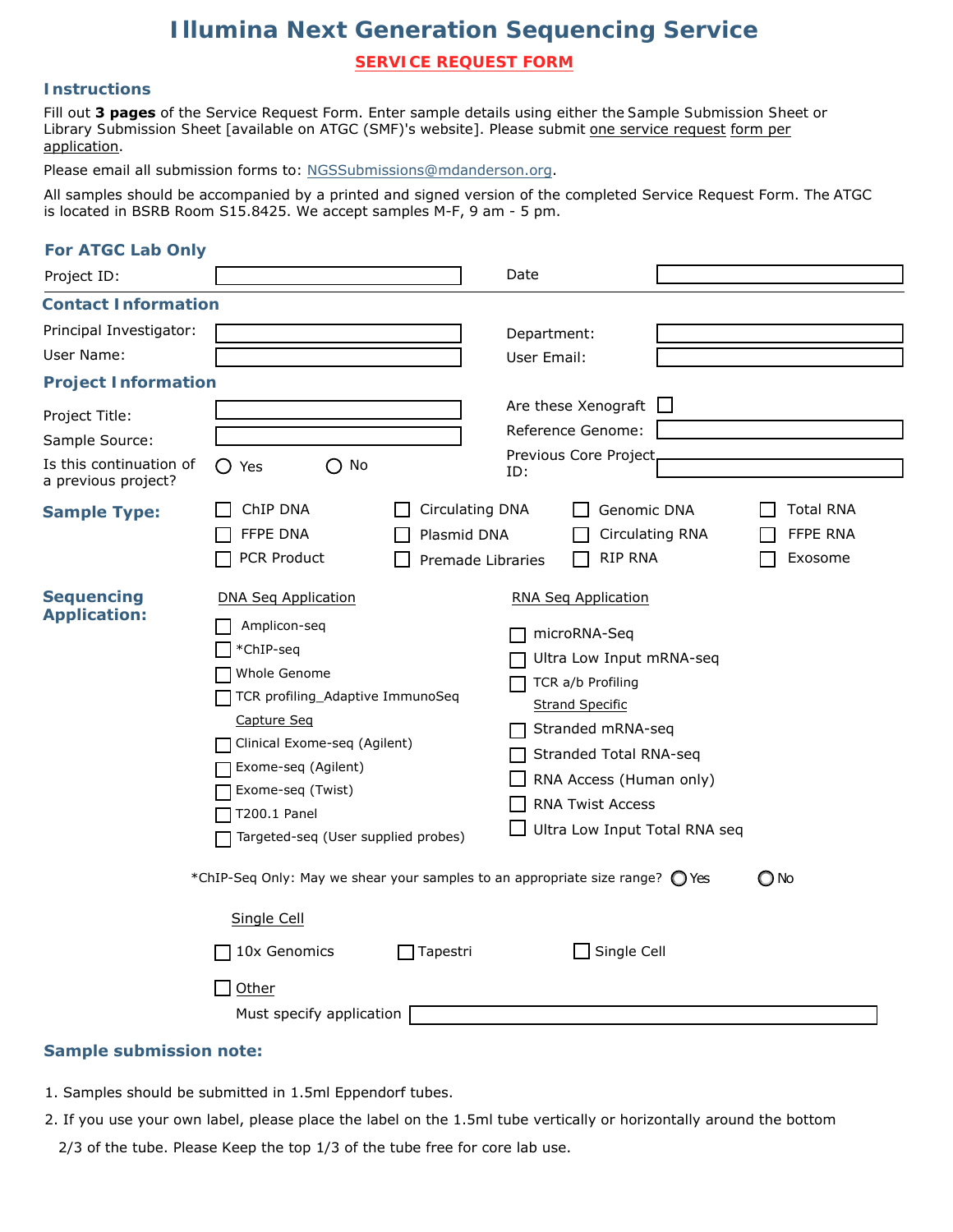# Illumina Next Generation Sequencing Service

## SERVICE REQUEST FORM

### Instructions

Fill out **3 pages** of the Service Request Form. Enter sample details using either the Sample Submission Sheet or Library Submission Sheet [available on ATGC (SMF)'s website]. Please submit one service request form per application.

Please email all submission forms to: NGSSubmissions@mdanderson.org.

All samples should be accompanied by a printed and signed version of the completed Service Request Form. The ATGC is located in BSRB Room S15.8425. We accept samples M-F, 9 am - 5 pm.

### For ATGC Lab Only

Project ID: ____________ Date ____________

### Contact Information

Principal Investigator: ____________ Department: ____________

User Name: ____________ User Email: ____________

### Project Information

Project Title: ____________

Sample Source: ____________

Is this continuation of a previous project? ○ Yes ○ No

Are these Xenograft ☐

Reference Genome: ____________

Previous Core Project ID: ____________

### Sample Type:

- ☐ ChIP DNA
- ☐ Circulating DNA
- ☐ Genomic DNA
- ☐ Total RNA
- ☐ FFPE DNA
- ☐ Plasmid DNA
- ☐ Circulating RNA
- ☐ FFPE RNA
- ☐ PCR Product
- ☐ Premade Libraries
- ☐ RIP RNA
- ☐ Exosome

### Sequencing Application:

DNA Seq Application

- ☐ Amplicon-seq
- ☐ *ChIP-seq
- ☐ Whole Genome
- ☐ TCR profiling_Adaptive ImmunoSeq

Capture Seq

- ☐ Clinical Exome-seq (Agilent)
- ☐ Exome-seq (Agilent)
- ☐ Exome-seq (Twist)
- ☐ T200.1 Panel
- ☐ Targeted-seq (User supplied probes)

RNA Seq Application

- ☐ microRNA-Seq
- ☐ Ultra Low Input mRNA-seq
- ☐ TCR a/b Profiling

Strand Specific

- ☐ Stranded mRNA-seq
- ☐ Stranded Total RNA-seq
- ☐ RNA Access (Human only)
- ☐ RNA Twist Access
- ☐ Ultra Low Input Total RNA seq

*ChIP-Seq Only: May we shear your samples to an appropriate size range? ○ Yes ○ No

Single Cell

- ☐ 10x Genomics
- ☐ Tapestri
- ☐ Single Cell

☐ Other

Must specify application ____________

### Sample submission note:

1. Samples should be submitted in 1.5ml Eppendorf tubes.
2. If you use your own label, please place the label on the 1.5ml tube vertically or horizontally around the bottom 2/3 of the tube. Please Keep the top 1/3 of the tube free for core lab use.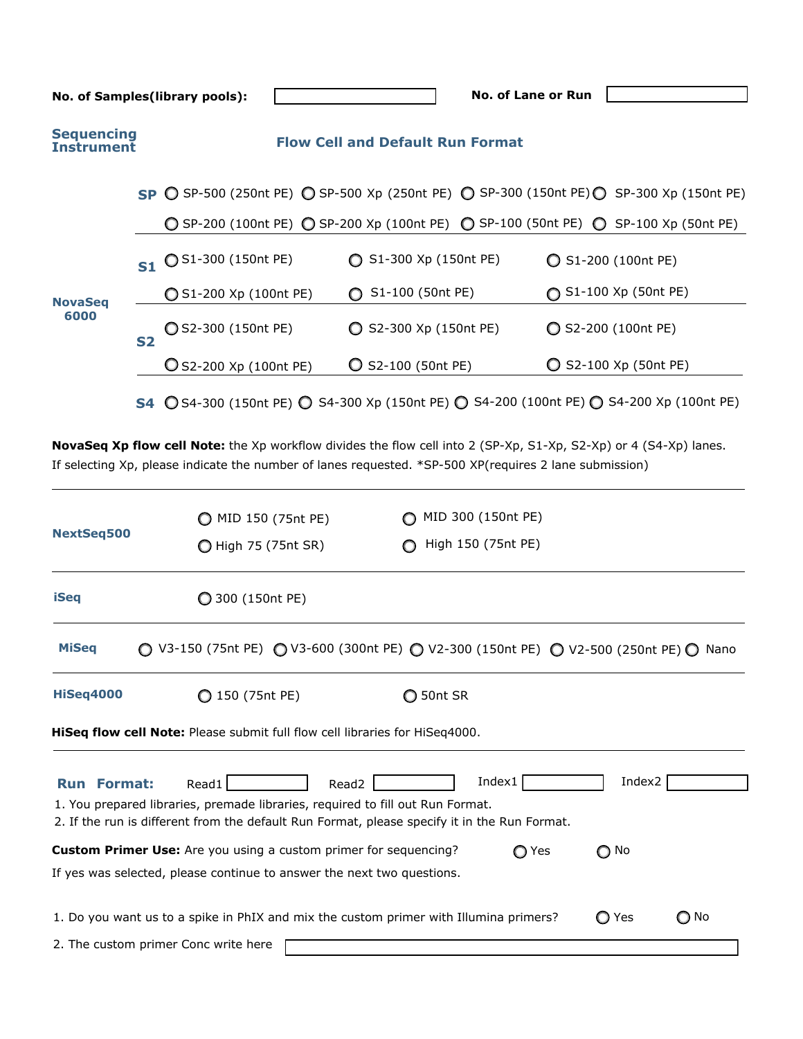**No. of Samples(library pools):** ______ **No. of Lane or Run** ______

## Sequencing Instrument — Flow Cell and Default Run Format

### NovaSeq 6000

**SP**
- ○ SP-500 (250nt PE) ○ SP-500 Xp (250nt PE) ○ SP-300 (150nt PE) ○ SP-300 Xp (150nt PE)
- ○ SP-200 (100nt PE) ○ SP-200 Xp (100nt PE) ○ SP-100 (50nt PE) ○ SP-100 Xp (50nt PE)

**S1**
- ○ S1-300 (150nt PE) ○ S1-300 Xp (150nt PE) ○ S1-200 (100nt PE)
- ○ S1-200 Xp (100nt PE) ○ S1-100 (50nt PE) ○ S1-100 Xp (50nt PE)

**S2**
- ○ S2-300 (150nt PE) ○ S2-300 Xp (150nt PE) ○ S2-200 (100nt PE)
- ○ S2-200 Xp (100nt PE) ○ S2-100 (50nt PE) ○ S2-100 Xp (50nt PE)

**S4**
- ○ S4-300 (150nt PE) ○ S4-300 Xp (150nt PE) ○ S4-200 (100nt PE) ○ S4-200 Xp (100nt PE)

**NovaSeq Xp flow cell Note:** the Xp workflow divides the flow cell into 2 (SP-Xp, S1-Xp, S2-Xp) or 4 (S4-Xp) lanes. If selecting Xp, please indicate the number of lanes requested. *SP-500 XP(requires 2 lane submission)

---

### NextSeq500

- ○ MID 150 (75nt PE) ○ MID 300 (150nt PE)
- ○ High 75 (75nt SR) ○ High 150 (75nt PE)

---

### iSeq

- ○ 300 (150nt PE)

---

### MiSeq

- ○ V3-150 (75nt PE) ○ V3-600 (300nt PE) ○ V2-300 (150nt PE) ○ V2-500 (250nt PE) ○ Nano

---

### HiSeq4000

- ○ 150 (75nt PE) ○ 50nt SR

**HiSeq flow cell Note:** Please submit full flow cell libraries for HiSeq4000.

---

**Run Format:** Read1 ______ Read2 ______ Index1 ______ Index2 ______

1. You prepared libraries, premade libraries, required to fill out Run Format.
2. If the run is different from the default Run Format, please specify it in the Run Format.

**Custom Primer Use:** Are you using a custom primer for sequencing? ○ Yes ○ No

If yes was selected, please continue to answer the next two questions.

1. Do you want us to a spike in PhIX and mix the custom primer with Illumina primers? ○ Yes ○ No
2. The custom primer Conc write here ______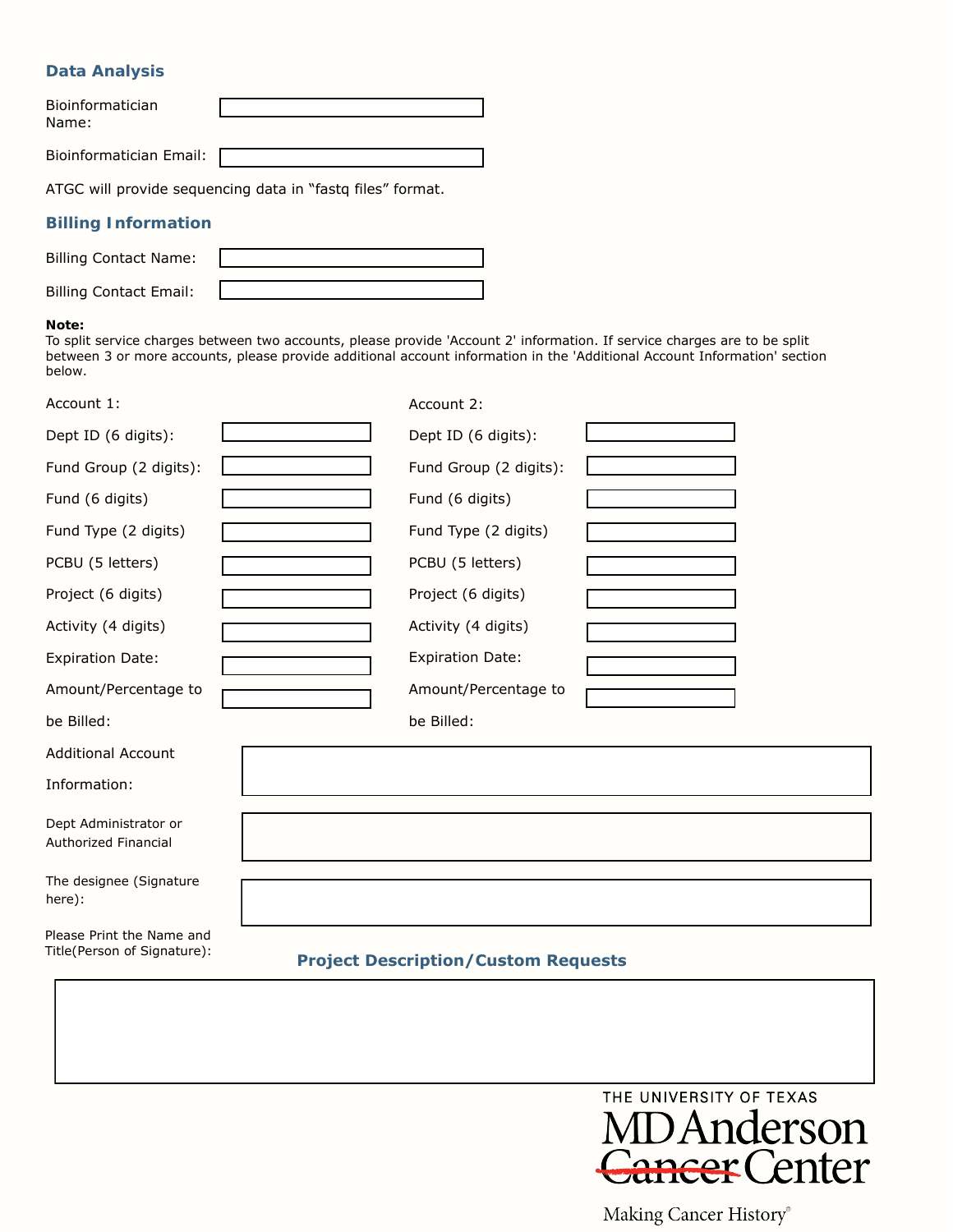## Data Analysis

Bioinformatician Name:

Bioinformatician Email:

ATGC will provide sequencing data in “fastq files” format.

## Billing Information

Billing Contact Name:

Billing Contact Email:

**Note:**
To split service charges between two accounts, please provide 'Account 2' information. If service charges are to be split between 3 or more accounts, please provide additional account information in the 'Additional Account Information' section below.

| Account 1: | | Account 2: | |
|---|---|---|---|
| Dept ID (6 digits): | | Dept ID (6 digits): | |
| Fund Group (2 digits): | | Fund Group (2 digits): | |
| Fund (6 digits) | | Fund (6 digits) | |
| Fund Type (2 digits) | | Fund Type (2 digits) | |
| PCBU (5 letters) | | PCBU (5 letters) | |
| Project (6 digits) | | Project (6 digits) | |
| Activity (4 digits) | | Activity (4 digits) | |
| Expiration Date: | | Expiration Date: | |
| Amount/Percentage to be Billed: | | Amount/Percentage to be Billed: | |

Additional Account Information:

Dept Administrator or Authorized Financial

The designee (Signature here):

Please Print the Name and Title(Person of Signature):

## Project Description/Custom Requests

THE UNIVERSITY OF TEXAS
MD Anderson Cancer Center
Making Cancer History®